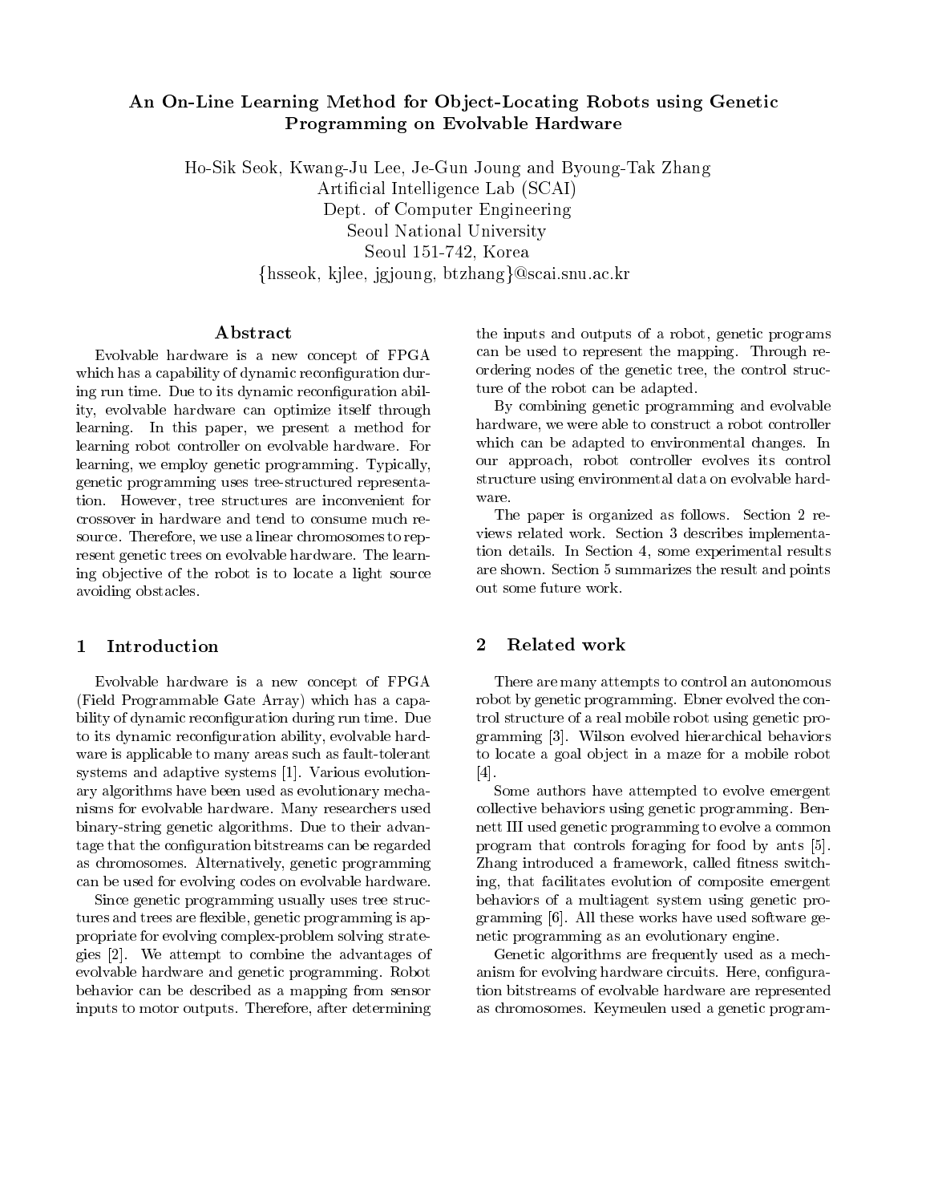# An On-Line Learning Method for Object-Locating Robots using Genetic Programming on Evolvable Hardware

Ho-Sik Seok, Kwang-Ju Lee, Je-Gun Joung and Byoung-Tak Zhang
Artificial Intelligence Lab (SCAI)
Dept. of Computer Engineering
Seoul National University
Seoul 151-742, Korea
{hsseok, kjlee, jgjoung, btzhang}@scai.snu.ac.kr

## Abstract

Evolvable hardware is a new concept of FPGA which has a capability of dynamic reconfiguration during run time. Due to its dynamic reconfiguration ability, evolvable hardware can optimize itself through learning. In this paper, we present a method for learning robot controller on evolvable hardware. For learning, we employ genetic programming. Typically, genetic programming uses tree-structured representation. However, tree structures are inconvenient for crossover in hardware and tend to consume much resource. Therefore, we use a linear chromosomes to represent genetic trees on evolvable hardware. The learning objective of the robot is to locate a light source avoiding obstacles.

## 1 Introduction

Evolvable hardware is a new concept of FPGA (Field Programmable Gate Array) which has a capability of dynamic reconfiguration during run time. Due to its dynamic reconfiguration ability, evolvable hardware is applicable to many areas such as fault-tolerant systems and adaptive systems [1]. Various evolutionary algorithms have been used as evolutionary mechanisms for evolvable hardware. Many researchers used binary-string genetic algorithms. Due to their advantage that the configuration bitstreams can be regarded as chromosomes. Alternatively, genetic programming can be used for evolving codes on evolvable hardware.

Since genetic programming usually uses tree structures and trees are flexible, genetic programming is appropriate for evolving complex-problem solving strategies [2]. We attempt to combine the advantages of evolvable hardware and genetic programming. Robot behavior can be described as a mapping from sensor inputs to motor outputs. Therefore, after determining the inputs and outputs of a robot, genetic programs can be used to represent the mapping. Through reordering nodes of the genetic tree, the control structure of the robot can be adapted.

By combining genetic programming and evolvable hardware, we were able to construct a robot controller which can be adapted to environmental changes. In our approach, robot controller evolves its control structure using environmental data on evolvable hardware.

The paper is organized as follows. Section 2 reviews related work. Section 3 describes implementation details. In Section 4, some experimental results are shown. Section 5 summarizes the result and points out some future work.

## 2 Related work

There are many attempts to control an autonomous robot by genetic programming. Ebner evolved the control structure of a real mobile robot using genetic programming [3]. Wilson evolved hierarchical behaviors to locate a goal object in a maze for a mobile robot [4].

Some authors have attempted to evolve emergent collective behaviors using genetic programming. Bennett III used genetic programming to evolve a common program that controls foraging for food by ants [5]. Zhang introduced a framework, called fitness switching, that facilitates evolution of composite emergent behaviors of a multiagent system using genetic programming [6]. All these works have used software genetic programming as an evolutionary engine.

Genetic algorithms are frequently used as a mechanism for evolving hardware circuits. Here, configuration bitstreams of evolvable hardware are represented as chromosomes. Keymeulen used a genetic program-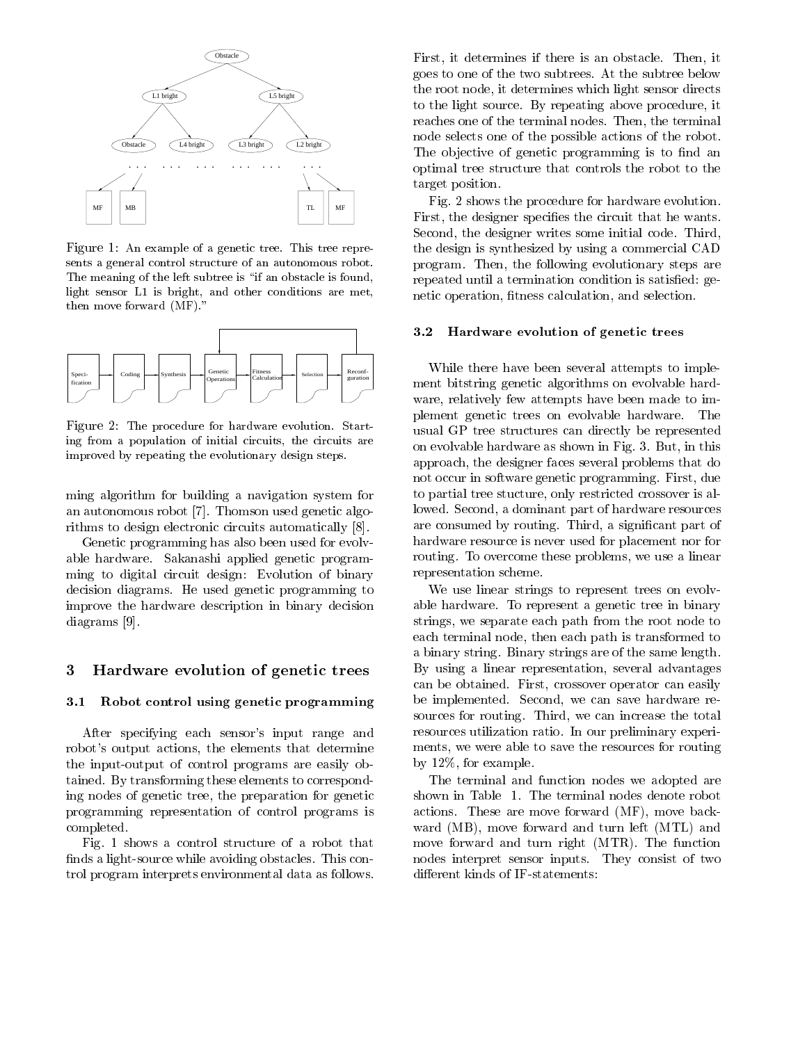Figure 1: An example of a genetic tree. This tree represents a general control structure of an autonomous robot. The meaning of the left subtree is "if an obstacle is found, light sensor L1 is bright, and other conditions are met, then move forward (MF)."

Figure 2: The procedure for hardware evolution. Starting from a population of initial circuits, the circuits are improved by repeating the evolutionary design steps.

ming algorithm for building a navigation system for an autonomous robot [7]. Thomson used genetic algorithms to design electronic circuits automatically [8].

Genetic programming has also been used for evolvable hardware. Sakanashi applied genetic programming to digital circuit design: Evolution of binary decision diagrams. He used genetic programming to improve the hardware description in binary decision diagrams [9].

## 3 Hardware evolution of genetic trees

### 3.1 Robot control using genetic programming

After specifying each sensor's input range and robot's output actions, the elements that determine the input-output of control programs are easily obtained. By transforming these elements to corresponding nodes of genetic tree, the preparation for genetic programming representation of control programs is completed.

Fig. 1 shows a control structure of a robot that finds a light-source while avoiding obstacles. This control program interprets environmental data as follows. First, it determines if there is an obstacle. Then, it goes to one of the two subtrees. At the subtree below the root node, it determines which light sensor directs to the light source. By repeating above procedure, it reaches one of the terminal nodes. Then, the terminal node selects one of the possible actions of the robot. The objective of genetic programming is to find an optimal tree structure that controls the robot to the target position.

Fig. 2 shows the procedure for hardware evolution. First, the designer specifies the circuit that he wants. Second, the designer writes some initial code. Third, the design is synthesized by using a commercial CAD program. Then, the following evolutionary steps are repeated until a termination condition is satisfied: genetic operation, fitness calculation, and selection.

### 3.2 Hardware evolution of genetic trees

While there have been several attempts to implement bitstring genetic algorithms on evolvable hardware, relatively few attempts have been made to implement genetic trees on evolvable hardware. The usual GP tree structures can directly be represented on evolvable hardware as shown in Fig. 3. But, in this approach, the designer faces several problems that do not occur in software genetic programming. First, due to partial tree stucture, only restricted crossover is allowed. Second, a dominant part of hardware resources are consumed by routing. Third, a significant part of hardware resource is never used for placement nor for routing. To overcome these problems, we use a linear representation scheme.

We use linear strings to represent trees on evolvable hardware. To represent a genetic tree in binary strings, we separate each path from the root node to each terminal node, then each path is transformed to a binary string. Binary strings are of the same length. By using a linear representation, several advantages can be obtained. First, crossover operator can easily be implemented. Second, we can save hardware resources for routing. Third, we can increase the total resources utilization ratio. In our preliminary experiments, we were able to save the resources for routing by 12%, for example.

The terminal and function nodes we adopted are shown in Table 1. The terminal nodes denote robot actions. These are move forward (MF), move backward (MB), move forward and turn left (MTL) and move forward and turn right (MTR). The function nodes interpret sensor inputs. They consist of two different kinds of IF-statements: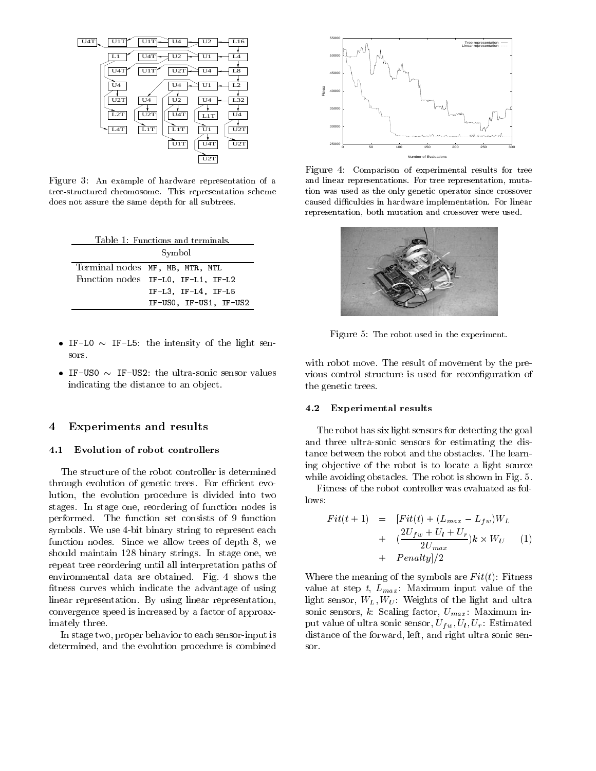Figure 3: An example of hardware representation of a tree-structured chromosome. This representation scheme does not assure the same depth for all subtrees.

Table 1: Functions and terminals.

| | Symbol |
|---|---|
| Terminal nodes | MF, MB, MTR, MTL |
| Function nodes | IF-L0, IF-L1, IF-L2 |
| | IF-L3, IF-L4, IF-L5 |
| | IF-US0, IF-US1, IF-US2 |

- IF-L0 ∼ IF-L5: the intensity of the light sensors.
- IF-US0 ∼ IF-US2: the ultra-sonic sensor values indicating the distance to an object.

## 4 Experiments and results

### 4.1 Evolution of robot controllers

The structure of the robot controller is determined through evolution of genetic trees. For efficient evolution, the evolution procedure is divided into two stages. In stage one, reordering of function nodes is performed. The function set consists of 9 function symbols. We use 4-bit binary string to represent each function nodes. Since we allow trees of depth 8, we should maintain 128 binary strings. In stage one, we repeat tree reordering until all interpretation paths of environmental data are obtained. Fig. 4 shows the fitness curves which indicate the advantage of using linear representation. By using linear representation, convergence speed is increased by a factor of approaximately three.

In stage two, proper behavior to each sensor-input is determined, and the evolution procedure is combined with robot move. The result of movement by the previous control structure is used for reconfiguration of the genetic trees.

Figure 4: Comparison of experimental results for tree and linear representations. For tree representation, mutation was used as the only genetic operator since crossover caused difficulties in hardware implementation. For linear representation, both mutation and crossover were used.

Figure 5: The robot used in the experiment.

### 4.2 Experimental results

The robot has six light sensors for detecting the goal and three ultra-sonic sensors for estimating the distance between the robot and the obstacles. The learning objective of the robot is to locate a light source while avoiding obstacles. The robot is shown in Fig. 5.

Fitness of the robot controller was evaluated as follows:

$$
\begin{aligned}
Fit(t+1) &= [Fit(t) + (L_{max} - L_{fw})W_L \\
&+ \left(\frac{2U_{fw} + U_l + U_r}{2U_{max}}\right)k \times W_U \\
&+ Penalty]/2
\end{aligned}
\tag{1}
$$

Where the meaning of the symbols are $Fit(t)$: Fitness value at step $t$, $L_{max}$: Maximum input value of the light sensor, $W_L, W_U$: Weights of the light and ultra sonic sensors, $k$: Scaling factor, $U_{max}$: Maximum input value of ultra sonic sensor, $U_{fw}, U_l, U_r$: Estimated distance of the forward, left, and right ultra sonic sensor.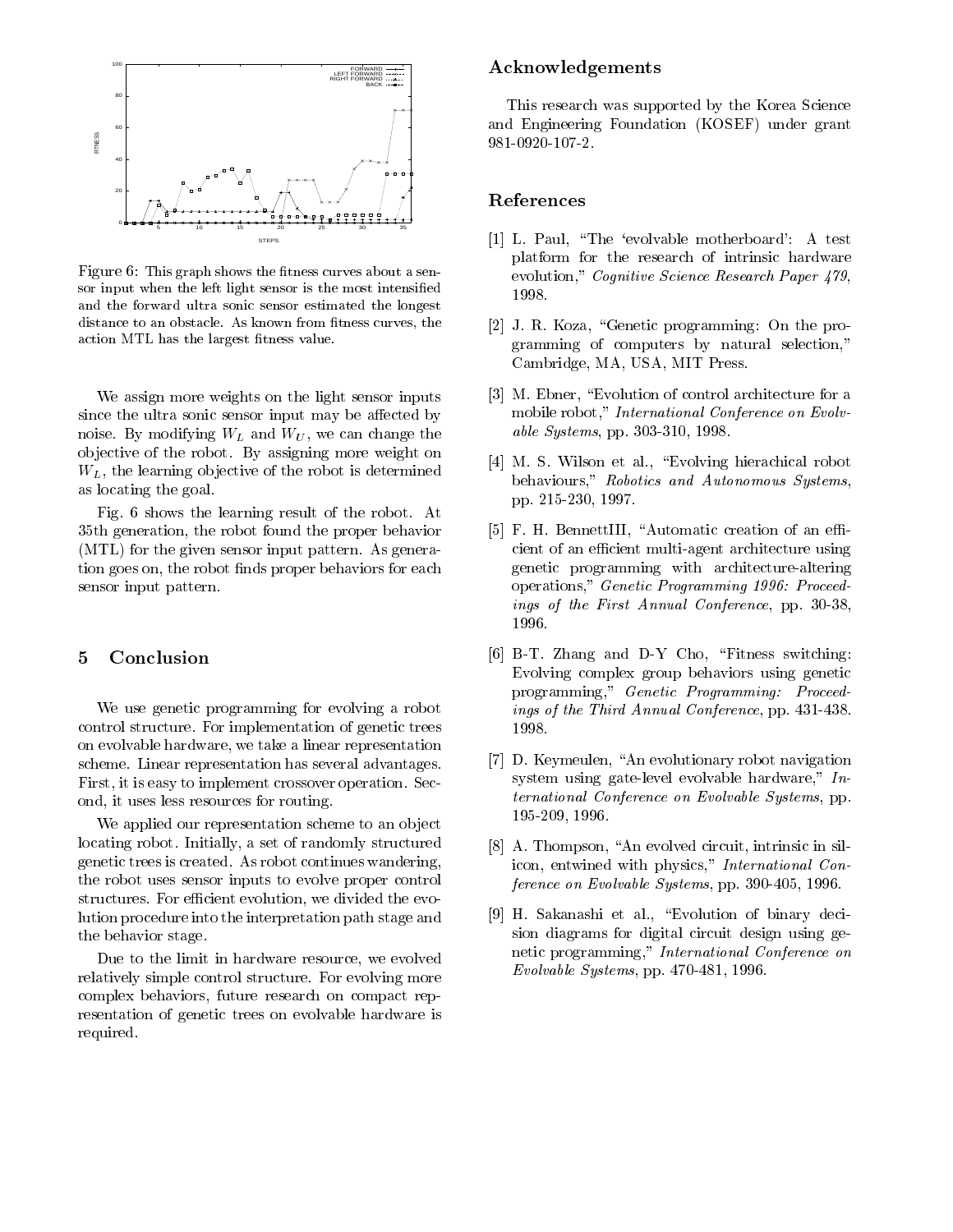100
80
60
40
20
0
5 10 15 20 25 30 35
FITNESS
STEPS
FORWARD
LEFT FORWARD
RIGHT FORWARD
BACK

Figure 6: This graph shows the fitness curves about a sensor input when the left light sensor is the most intensified and the forward ultra sonic sensor estimated the longest distance to an obstacle. As known from fitness curves, the action MTL has the largest fitness value.

We assign more weights on the light sensor inputs since the ultra sonic sensor input may be affected by noise. By modifying $W_L$ and $W_U$, we can change the objective of the robot. By assigning more weight on $W_L$, the learning objective of the robot is determined as locating the goal.

Fig. 6 shows the learning result of the robot. At 35th generation, the robot found the proper behavior (MTL) for the given sensor input pattern. As generation goes on, the robot finds proper behaviors for each sensor input pattern.

## 5 Conclusion

We use genetic programming for evolving a robot control structure. For implementation of genetic trees on evolvable hardware, we take a linear representation scheme. Linear representation has several advantages. First, it is easy to implement crossover operation. Second, it uses less resources for routing.

We applied our representation scheme to an object locating robot. Initially, a set of randomly structured genetic trees is created. As robot continues wandering, the robot uses sensor inputs to evolve proper control structures. For efficient evolution, we divided the evolution procedure into the interpretation path stage and the behavior stage.

Due to the limit in hardware resource, we evolved relatively simple control structure. For evolving more complex behaviors, future research on compact representation of genetic trees on evolvable hardware is required.

## Acknowledgements

This research was supported by the Korea Science and Engineering Foundation (KOSEF) under grant 981-0920-107-2.

## References

[1] L. Paul, "The 'evolvable motherboard': A test platform for the research of intrinsic hardware evolution," *Cognitive Science Research Paper 479*, 1998.

[2] J. R. Koza, "Genetic programming: On the programming of computers by natural selection," Cambridge, MA, USA, MIT Press.

[3] M. Ebner, "Evolution of control architecture for a mobile robot," *International Conference on Evolvable Systems*, pp. 303-310, 1998.

[4] M. S. Wilson et al., "Evolving hierachical robot behaviours," *Robotics and Autonomous Systems*, pp. 215-230, 1997.

[5] F. H. BennettIII, "Automatic creation of an efficient of an efficient multi-agent architecture using genetic programming with architecture-altering operations," *Genetic Programming 1996: Proceedings of the First Annual Conference*, pp. 30-38, 1996.

[6] B-T. Zhang and D-Y Cho, "Fitness switching: Evolving complex group behaviors using genetic programming," *Genetic Programming: Proceedings of the Third Annual Conference*, pp. 431-438. 1998.

[7] D. Keymeulen, "An evolutionary robot navigation system using gate-level evolvable hardware," *International Conference on Evolvable Systems*, pp. 195-209, 1996.

[8] A. Thompson, "An evolved circuit, intrinsic in silicon, entwined with physics," *International Conference on Evolvable Systems*, pp. 390-405, 1996.

[9] H. Sakanashi et al., "Evolution of binary decision diagrams for digital circuit design using genetic programming," *International Conference on Evolvable Systems*, pp. 470-481, 1996.